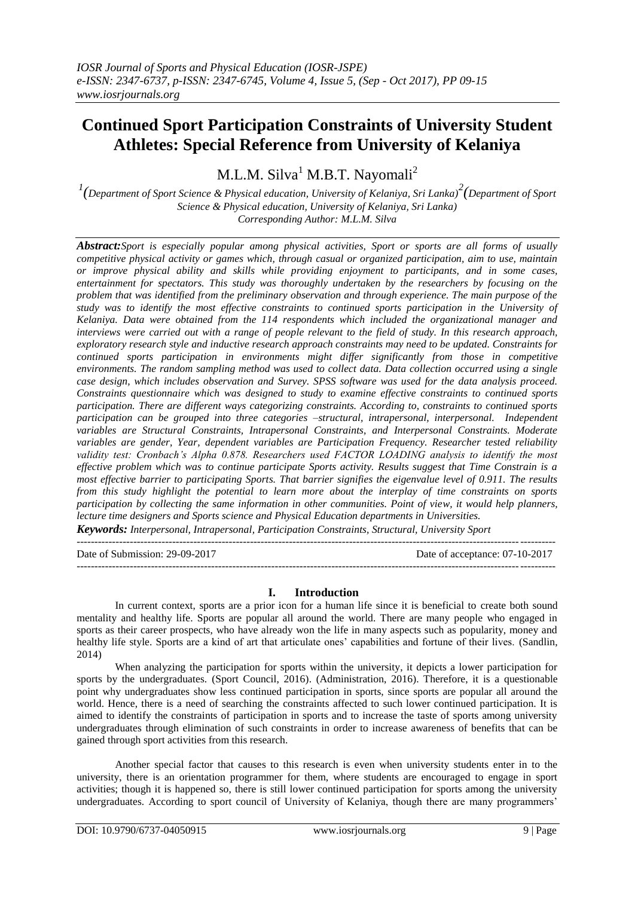# Continued Sport Participation Constraints of University Student Athletes: Special Reference from University of Kelaniya

M.L.M. Silva[1] M.B.T. Nayomali[2]

[1](Department of Sport Science & Physical education, University of Kelaniya, Sri Lanka)[2](Department of Sport Science & Physical education, University of Kelaniya, Sri Lanka)
Corresponding Author: M.L.M. Silva

***Abstract:*** *Sport is especially popular among physical activities, Sport or sports are all forms of usually competitive physical activity or games which, through casual or organized participation, aim to use, maintain or improve physical ability and skills while providing enjoyment to participants, and in some cases, entertainment for spectators. This study was thoroughly undertaken by the researchers by focusing on the problem that was identified from the preliminary observation and through experience. The main purpose of the study was to identify the most effective constraints to continued sports participation in the University of Kelaniya. Data were obtained from the 114 respondents which included the organizational manager and interviews were carried out with a range of people relevant to the field of study. In this research approach, exploratory research style and inductive research approach constraints may need to be updated. Constraints for continued sports participation in environments might differ significantly from those in competitive environments. The random sampling method was used to collect data. Data collection occurred using a single case design, which includes observation and Survey. SPSS software was used for the data analysis proceed. Constraints questionnaire which was designed to study to examine effective constraints to continued sports participation. There are different ways categorizing constraints. According to, constraints to continued sports participation can be grouped into three categories –structural, intrapersonal, interpersonal. Independent variables are Structural Constraints, Intrapersonal Constraints, and Interpersonal Constraints. Moderate variables are gender, Year, dependent variables are Participation Frequency. Researcher tested reliability validity test: Cronbach's Alpha 0.878. Researchers used FACTOR LOADING analysis to identify the most effective problem which was to continue participate Sports activity. Results suggest that Time Constrain is a most effective barrier to participating Sports. That barrier signifies the eigenvalue level of 0.911. The results from this study highlight the potential to learn more about the interplay of time constraints on sports participation by collecting the same information in other communities. Point of view, it would help planners, lecture time designers and Sports science and Physical Education departments in Universities.*

***Keywords:*** *Interpersonal, Intrapersonal, Participation Constraints, Structural, University Sport*

Date of Submission: 29-09-2017 Date of acceptance: 07-10-2017

## I. Introduction

In current context, sports are a prior icon for a human life since it is beneficial to create both sound mentality and healthy life. Sports are popular all around the world. There are many people who engaged in sports as their career prospects, who have already won the life in many aspects such as popularity, money and healthy life style. Sports are a kind of art that articulate ones' capabilities and fortune of their lives. (Sandlin, 2014)

When analyzing the participation for sports within the university, it depicts a lower participation for sports by the undergraduates. (Sport Council, 2016). (Administration, 2016). Therefore, it is a questionable point why undergraduates show less continued participation in sports, since sports are popular all around the world. Hence, there is a need of searching the constraints affected to such lower continued participation. It is aimed to identify the constraints of participation in sports and to increase the taste of sports among university undergraduates through elimination of such constraints in order to increase awareness of benefits that can be gained through sport activities from this research.

Another special factor that causes to this research is even when university students enter in to the university, there is an orientation programmer for them, where students are encouraged to engage in sport activities; though it is happened so, there is still lower continued participation for sports among the university undergraduates. According to sport council of University of Kelaniya, though there are many programmers'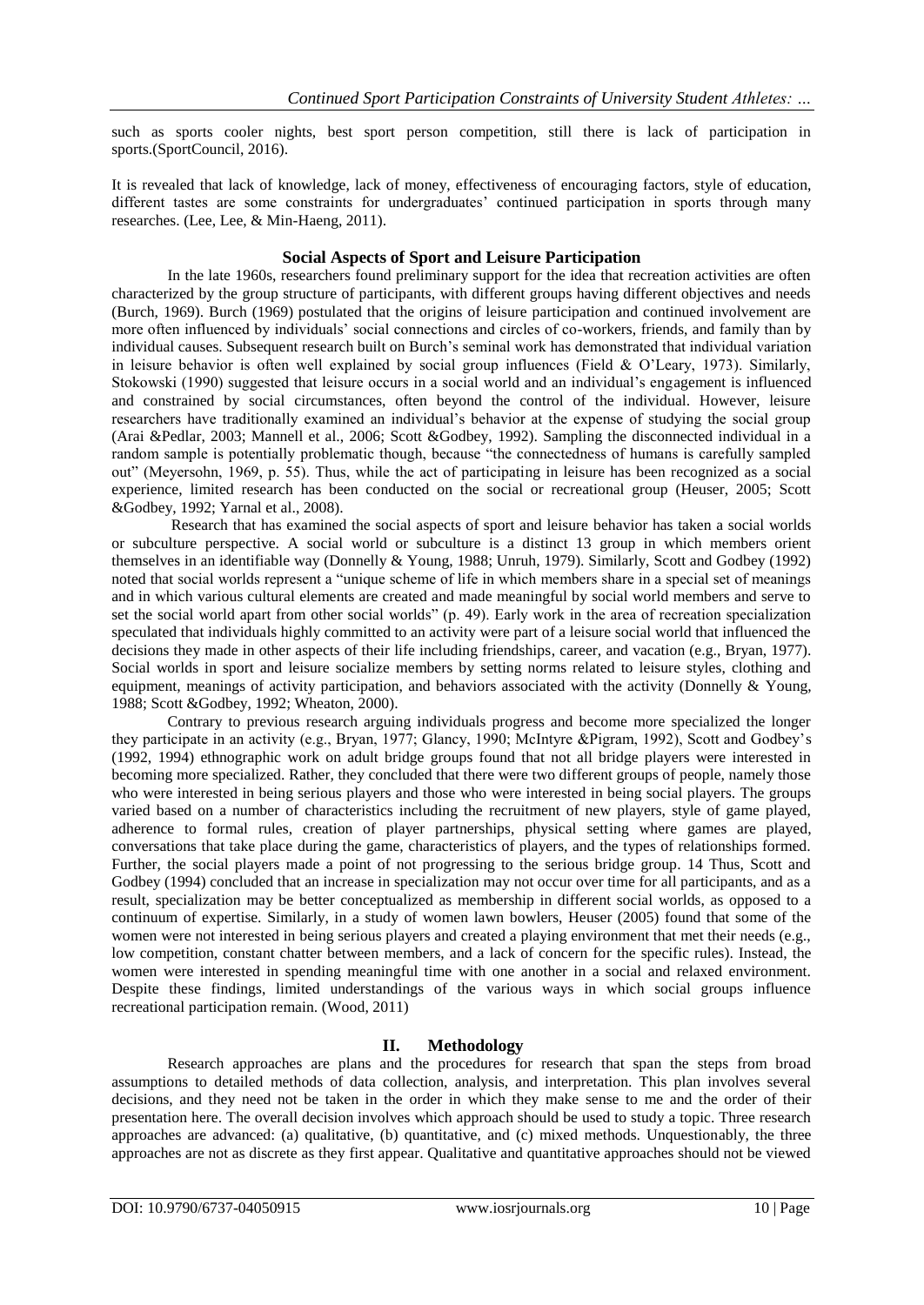such as sports cooler nights, best sport person competition, still there is lack of participation in sports.(SportCouncil, 2016).

It is revealed that lack of knowledge, lack of money, effectiveness of encouraging factors, style of education, different tastes are some constraints for undergraduates' continued participation in sports through many researches. (Lee, Lee, & Min-Haeng, 2011).

### Social Aspects of Sport and Leisure Participation

In the late 1960s, researchers found preliminary support for the idea that recreation activities are often characterized by the group structure of participants, with different groups having different objectives and needs (Burch, 1969). Burch (1969) postulated that the origins of leisure participation and continued involvement are more often influenced by individuals' social connections and circles of co-workers, friends, and family than by individual causes. Subsequent research built on Burch's seminal work has demonstrated that individual variation in leisure behavior is often well explained by social group influences (Field & O'Leary, 1973). Similarly, Stokowski (1990) suggested that leisure occurs in a social world and an individual's engagement is influenced and constrained by social circumstances, often beyond the control of the individual. However, leisure researchers have traditionally examined an individual's behavior at the expense of studying the social group (Arai &Pedlar, 2003; Mannell et al., 2006; Scott &Godbey, 1992). Sampling the disconnected individual in a random sample is potentially problematic though, because "the connectedness of humans is carefully sampled out" (Meyersohn, 1969, p. 55). Thus, while the act of participating in leisure has been recognized as a social experience, limited research has been conducted on the social or recreational group (Heuser, 2005; Scott &Godbey, 1992; Yarnal et al., 2008).

Research that has examined the social aspects of sport and leisure behavior has taken a social worlds or subculture perspective. A social world or subculture is a distinct 13 group in which members orient themselves in an identifiable way (Donnelly & Young, 1988; Unruh, 1979). Similarly, Scott and Godbey (1992) noted that social worlds represent a "unique scheme of life in which members share in a special set of meanings and in which various cultural elements are created and made meaningful by social world members and serve to set the social world apart from other social worlds" (p. 49). Early work in the area of recreation specialization speculated that individuals highly committed to an activity were part of a leisure social world that influenced the decisions they made in other aspects of their life including friendships, career, and vacation (e.g., Bryan, 1977). Social worlds in sport and leisure socialize members by setting norms related to leisure styles, clothing and equipment, meanings of activity participation, and behaviors associated with the activity (Donnelly & Young, 1988; Scott &Godbey, 1992; Wheaton, 2000).

Contrary to previous research arguing individuals progress and become more specialized the longer they participate in an activity (e.g., Bryan, 1977; Glancy, 1990; McIntyre &Pigram, 1992), Scott and Godbey's (1992, 1994) ethnographic work on adult bridge groups found that not all bridge players were interested in becoming more specialized. Rather, they concluded that there were two different groups of people, namely those who were interested in being serious players and those who were interested in being social players. The groups varied based on a number of characteristics including the recruitment of new players, style of game played, adherence to formal rules, creation of player partnerships, physical setting where games are played, conversations that take place during the game, characteristics of players, and the types of relationships formed. Further, the social players made a point of not progressing to the serious bridge group. 14 Thus, Scott and Godbey (1994) concluded that an increase in specialization may not occur over time for all participants, and as a result, specialization may be better conceptualized as membership in different social worlds, as opposed to a continuum of expertise. Similarly, in a study of women lawn bowlers, Heuser (2005) found that some of the women were not interested in being serious players and created a playing environment that met their needs (e.g., low competition, constant chatter between members, and a lack of concern for the specific rules). Instead, the women were interested in spending meaningful time with one another in a social and relaxed environment. Despite these findings, limited understandings of the various ways in which social groups influence recreational participation remain. (Wood, 2011)

## II. Methodology

Research approaches are plans and the procedures for research that span the steps from broad assumptions to detailed methods of data collection, analysis, and interpretation. This plan involves several decisions, and they need not be taken in the order in which they make sense to me and the order of their presentation here. The overall decision involves which approach should be used to study a topic. Three research approaches are advanced: (a) qualitative, (b) quantitative, and (c) mixed methods. Unquestionably, the three approaches are not as discrete as they first appear. Qualitative and quantitative approaches should not be viewed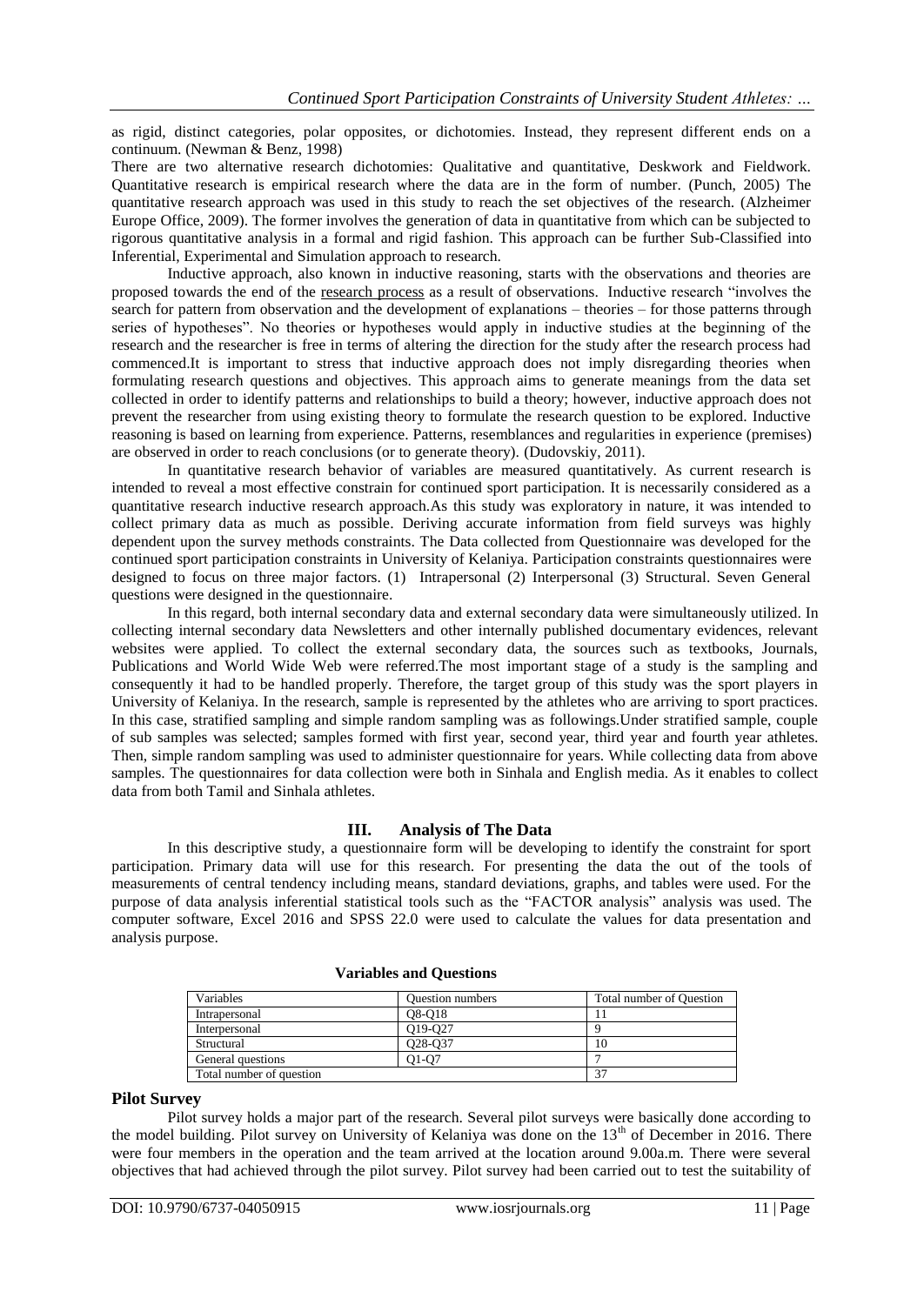as rigid, distinct categories, polar opposites, or dichotomies. Instead, they represent different ends on a continuum. (Newman & Benz, 1998)

There are two alternative research dichotomies: Qualitative and quantitative, Deskwork and Fieldwork. Quantitative research is empirical research where the data are in the form of number. (Punch, 2005) The quantitative research approach was used in this study to reach the set objectives of the research. (Alzheimer Europe Office, 2009). The former involves the generation of data in quantitative from which can be subjected to rigorous quantitative analysis in a formal and rigid fashion. This approach can be further Sub-Classified into Inferential, Experimental and Simulation approach to research.

Inductive approach, also known in inductive reasoning, starts with the observations and theories are proposed towards the end of the research process as a result of observations. Inductive research "involves the search for pattern from observation and the development of explanations – theories – for those patterns through series of hypotheses". No theories or hypotheses would apply in inductive studies at the beginning of the research and the researcher is free in terms of altering the direction for the study after the research process had commenced.It is important to stress that inductive approach does not imply disregarding theories when formulating research questions and objectives. This approach aims to generate meanings from the data set collected in order to identify patterns and relationships to build a theory; however, inductive approach does not prevent the researcher from using existing theory to formulate the research question to be explored. Inductive reasoning is based on learning from experience. Patterns, resemblances and regularities in experience (premises) are observed in order to reach conclusions (or to generate theory). (Dudovskiy, 2011).

In quantitative research behavior of variables are measured quantitatively. As current research is intended to reveal a most effective constrain for continued sport participation. It is necessarily considered as a quantitative research inductive research approach.As this study was exploratory in nature, it was intended to collect primary data as much as possible. Deriving accurate information from field surveys was highly dependent upon the survey methods constraints. The Data collected from Questionnaire was developed for the continued sport participation constraints in University of Kelaniya. Participation constraints questionnaires were designed to focus on three major factors. (1) Intrapersonal (2) Interpersonal (3) Structural. Seven General questions were designed in the questionnaire.

In this regard, both internal secondary data and external secondary data were simultaneously utilized. In collecting internal secondary data Newsletters and other internally published documentary evidences, relevant websites were applied. To collect the external secondary data, the sources such as textbooks, Journals, Publications and World Wide Web were referred.The most important stage of a study is the sampling and consequently it had to be handled properly. Therefore, the target group of this study was the sport players in University of Kelaniya. In the research, sample is represented by the athletes who are arriving to sport practices. In this case, stratified sampling and simple random sampling was as followings.Under stratified sample, couple of sub samples was selected; samples formed with first year, second year, third year and fourth year athletes. Then, simple random sampling was used to administer questionnaire for years. While collecting data from above samples. The questionnaires for data collection were both in Sinhala and English media. As it enables to collect data from both Tamil and Sinhala athletes.

## III. Analysis of The Data

In this descriptive study, a questionnaire form will be developing to identify the constraint for sport participation. Primary data will use for this research. For presenting the data the out of the tools of measurements of central tendency including means, standard deviations, graphs, and tables were used. For the purpose of data analysis inferential statistical tools such as the "FACTOR analysis" analysis was used. The computer software, Excel 2016 and SPSS 22.0 were used to calculate the values for data presentation and analysis purpose.

**Variables and Questions**

| Variables | Question numbers | Total number of Question |
|---|---|---|
| Intrapersonal | Q8-Q18 | 11 |
| Interpersonal | Q19-Q27 | 9 |
| Structural | Q28-Q37 | 10 |
| General questions | Q1-Q7 | 7 |
| Total number of question | | 37 |

### Pilot Survey

Pilot survey holds a major part of the research. Several pilot surveys were basically done according to the model building. Pilot survey on University of Kelaniya was done on the 13th of December in 2016. There were four members in the operation and the team arrived at the location around 9.00a.m. There were several objectives that had achieved through the pilot survey. Pilot survey had been carried out to test the suitability of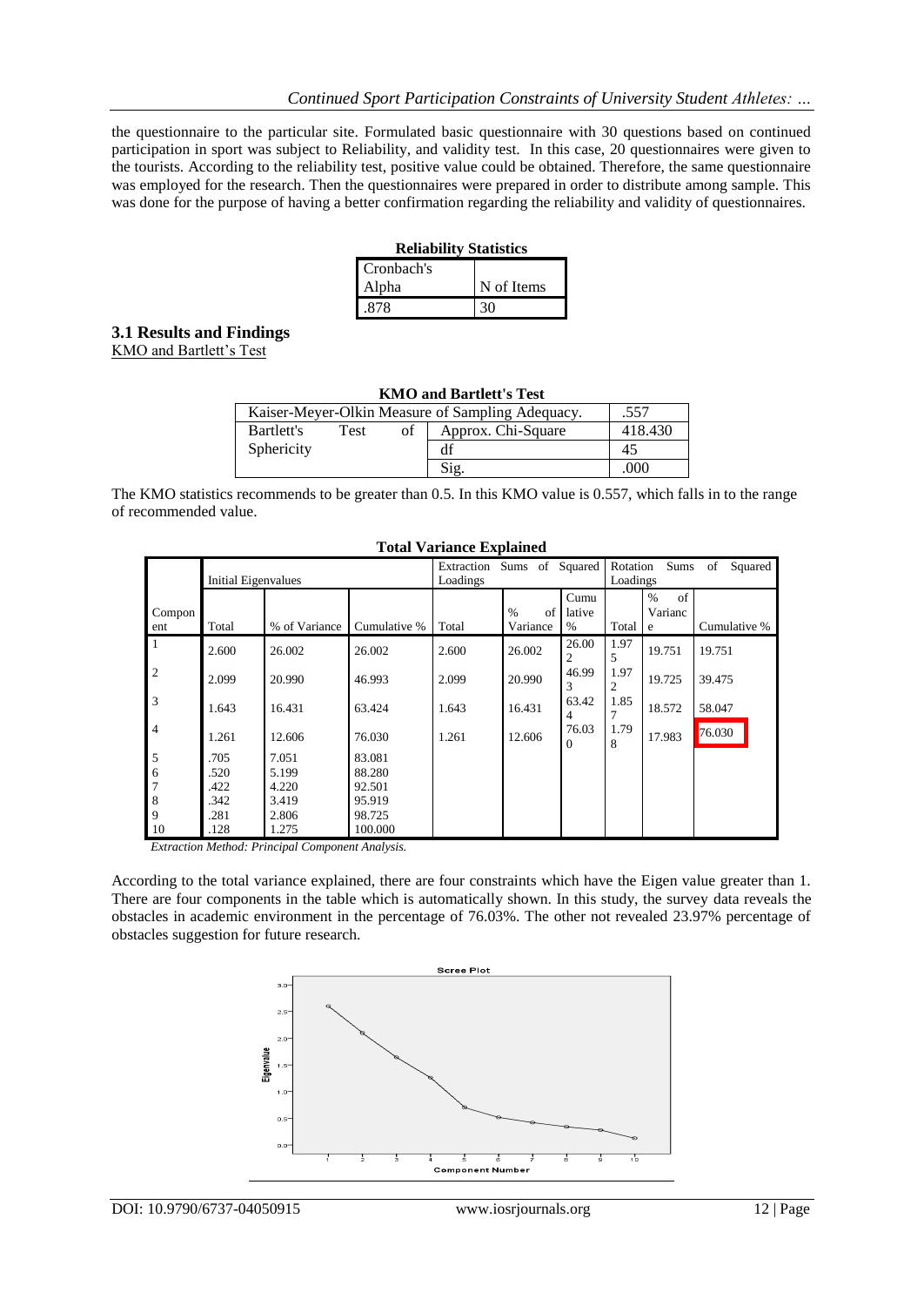the questionnaire to the particular site. Formulated basic questionnaire with 30 questions based on continued participation in sport was subject to Reliability, and validity test. In this case, 20 questionnaires were given to the tourists. According to the reliability test, positive value could be obtained. Therefore, the same questionnaire was employed for the research. Then the questionnaires were prepared in order to distribute among sample. This was done for the purpose of having a better confirmation regarding the reliability and validity of questionnaires.

**Reliability Statistics**

| Cronbach's Alpha | N of Items |
|---|---|
| .878 | 30 |

### 3.1 Results and Findings

KMO and Bartlett's Test

**KMO and Bartlett's Test**

| | | |
|---|---|---|
| Kaiser-Meyer-Olkin Measure of Sampling Adequacy. | | .557 |
| Bartlett's Test of Sphericity | Approx. Chi-Square | 418.430 |
| | df | 45 |
| | Sig. | .000 |

The KMO statistics recommends to be greater than 0.5. In this KMO value is 0.557, which falls in to the range of recommended value.

**Total Variance Explained**

| Component | Initial Eigenvalues | | | Extraction Sums of Squared Loadings | | | Rotation Sums of Squared Loadings | | |
|---|---|---|---|---|---|---|---|---|---|
| | Total | % of Variance | Cumulative % | Total | % of Variance | Cumulative % | Total | % of Variance | Cumulative % |
| 1 | 2.600 | 26.002 | 26.002 | 2.600 | 26.002 | 26.002 | 1.975 | 19.751 | 19.751 |
| 2 | 2.099 | 20.990 | 46.993 | 2.099 | 20.990 | 46.993 | 1.972 | 19.725 | 39.475 |
| 3 | 1.643 | 16.431 | 63.424 | 1.643 | 16.431 | 63.424 | 1.857 | 18.572 | 58.047 |
| 4 | 1.261 | 12.606 | 76.030 | 1.261 | 12.606 | 76.030 | 1.798 | 17.983 | 76.030 |
| 5 | .705 | 7.051 | 83.081 | | | | | | |
| 6 | .520 | 5.199 | 88.280 | | | | | | |
| 7 | .422 | 4.220 | 92.501 | | | | | | |
| 8 | .342 | 3.419 | 95.919 | | | | | | |
| 9 | .281 | 2.806 | 98.725 | | | | | | |
| 10 | .128 | 1.275 | 100.000 | | | | | | |

*Extraction Method: Principal Component Analysis.*

According to the total variance explained, there are four constraints which have the Eigen value greater than 1. There are four components in the table which is automatically shown. In this study, the survey data reveals the obstacles in academic environment in the percentage of 76.03%. The other not revealed 23.97% percentage of obstacles suggestion for future research.

**Scree Plot**

| Component Number | Eigenvalue |
|---|---|
| 1 | 2.600 |
| 2 | 2.099 |
| 3 | 1.643 |
| 4 | 1.261 |
| 5 | .705 |
| 6 | .520 |
| 7 | .422 |
| 8 | .342 |
| 9 | .281 |
| 10 | .128 |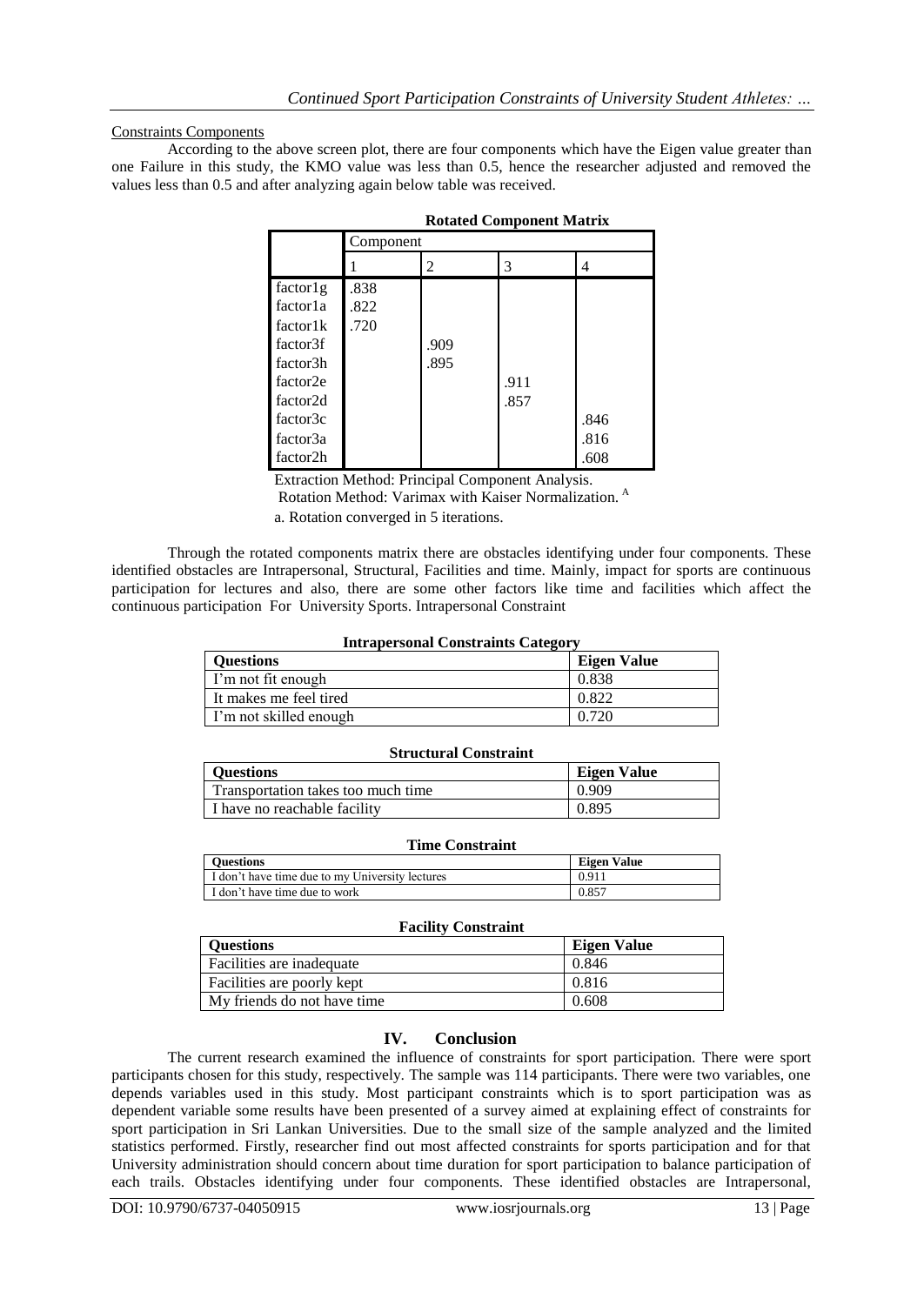Constraints Components

According to the above screen plot, there are four components which have the Eigen value greater than one Failure in this study, the KMO value was less than 0.5, hence the researcher adjusted and removed the values less than 0.5 and after analyzing again below table was received.

**Rotated Component Matrix**

| | Component | | | |
|---|---|---|---|---|
| | 1 | 2 | 3 | 4 |
| factor1g | .838 | | | |
| factor1a | .822 | | | |
| factor1k | .720 | | | |
| factor3f | | .909 | | |
| factor3h | | .895 | | |
| factor2e | | | .911 | |
| factor2d | | | .857 | |
| factor3c | | | | .846 |
| factor3a | | | | .816 |
| factor2h | | | | .608 |

Extraction Method: Principal Component Analysis.
Rotation Method: Varimax with Kaiser Normalization. [A]

a. Rotation converged in 5 iterations.

Through the rotated components matrix there are obstacles identifying under four components. These identified obstacles are Intrapersonal, Structural, Facilities and time. Mainly, impact for sports are continuous participation for lectures and also, there are some other factors like time and facilities which affect the continuous participation For University Sports. Intrapersonal Constraint

**Intrapersonal Constraints Category**

| Questions | Eigen Value |
|---|---|
| I'm not fit enough | 0.838 |
| It makes me feel tired | 0.822 |
| I'm not skilled enough | 0.720 |

**Structural Constraint**

| Questions | Eigen Value |
|---|---|
| Transportation takes too much time | 0.909 |
| I have no reachable facility | 0.895 |

**Time Constraint**

| Questions | Eigen Value |
|---|---|
| I don't have time due to my University lectures | 0.911 |
| I don't have time due to work | 0.857 |

**Facility Constraint**

| Questions | Eigen Value |
|---|---|
| Facilities are inadequate | 0.846 |
| Facilities are poorly kept | 0.816 |
| My friends do not have time | 0.608 |

## IV. Conclusion

The current research examined the influence of constraints for sport participation. There were sport participants chosen for this study, respectively. The sample was 114 participants. There were two variables, one depends variables used in this study. Most participant constraints which is to sport participation was as dependent variable some results have been presented of a survey aimed at explaining effect of constraints for sport participation in Sri Lankan Universities. Due to the small size of the sample analyzed and the limited statistics performed. Firstly, researcher find out most affected constraints for sports participation and for that University administration should concern about time duration for sport participation to balance participation of each trails. Obstacles identifying under four components. These identified obstacles are Intrapersonal,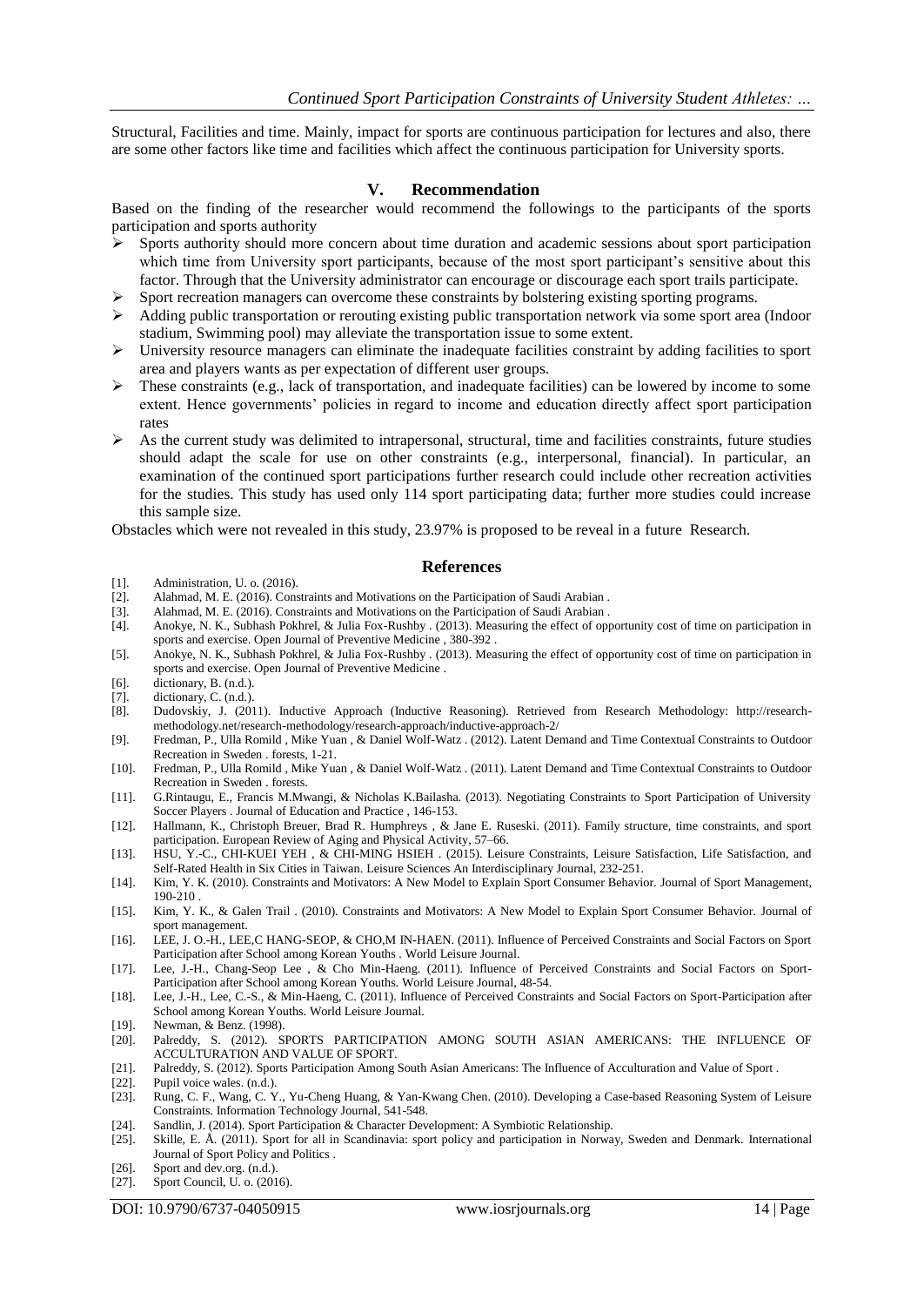Structural, Facilities and time. Mainly, impact for sports are continuous participation for lectures and also, there are some other factors like time and facilities which affect the continuous participation for University sports.

## V. Recommendation

Based on the finding of the researcher would recommend the followings to the participants of the sports participation and sports authority

- Sports authority should more concern about time duration and academic sessions about sport participation which time from University sport participants, because of the most sport participant's sensitive about this factor. Through that the University administrator can encourage or discourage each sport trails participate.
- Sport recreation managers can overcome these constraints by bolstering existing sporting programs.
- Adding public transportation or rerouting existing public transportation network via some sport area (Indoor stadium, Swimming pool) may alleviate the transportation issue to some extent.
- University resource managers can eliminate the inadequate facilities constraint by adding facilities to sport area and players wants as per expectation of different user groups.
- These constraints (e.g., lack of transportation, and inadequate facilities) can be lowered by income to some extent. Hence governments' policies in regard to income and education directly affect sport participation rates
- As the current study was delimited to intrapersonal, structural, time and facilities constraints, future studies should adapt the scale for use on other constraints (e.g., interpersonal, financial). In particular, an examination of the continued sport participations further research could include other recreation activities for the studies. This study has used only 114 sport participating data; further more studies could increase this sample size.

Obstacles which were not revealed in this study, 23.97% is proposed to be reveal in a future Research.

## References

[1]. Administration, U. o. (2016).

[2]. Alahmad, M. E. (2016). Constraints and Motivations on the Participation of Saudi Arabian .

[3]. Alahmad, M. E. (2016). Constraints and Motivations on the Participation of Saudi Arabian .

[4]. Anokye, N. K., Subhash Pokhrel, & Julia Fox-Rushby . (2013). Measuring the effect of opportunity cost of time on participation in sports and exercise. Open Journal of Preventive Medicine , 380-392 .

[5]. Anokye, N. K., Subhash Pokhrel, & Julia Fox-Rushby . (2013). Measuring the effect of opportunity cost of time on participation in sports and exercise. Open Journal of Preventive Medicine .

[6]. dictionary, B. (n.d.).

[7]. dictionary, C. (n.d.).

[8]. Dudovskiy, J. (2011). Inductive Approach (Inductive Reasoning). Retrieved from Research Methodology: http://research-methodology.net/research-methodology/research-approach/inductive-approach-2/

[9]. Fredman, P., Ulla Romild , Mike Yuan , & Daniel Wolf-Watz . (2012). Latent Demand and Time Contextual Constraints to Outdoor Recreation in Sweden . forests, 1-21.

[10]. Fredman, P., Ulla Romild , Mike Yuan , & Daniel Wolf-Watz . (2011). Latent Demand and Time Contextual Constraints to Outdoor Recreation in Sweden . forests.

[11]. G.Rintaugu, E., Francis M.Mwangi, & Nicholas K.Bailasha. (2013). Negotiating Constraints to Sport Participation of University Soccer Players . Journal of Education and Practice , 146-153.

[12]. Hallmann, K., Christoph Breuer, Brad R. Humphreys , & Jane E. Ruseski. (2011). Family structure, time constraints, and sport participation. European Review of Aging and Physical Activity, 57–66.

[13]. HSU, Y.-C., CHI-KUEI YEH , & CHI-MING HSIEH . (2015). Leisure Constraints, Leisure Satisfaction, Life Satisfaction, and Self-Rated Health in Six Cities in Taiwan. Leisure Sciences An Interdisciplinary Journal, 232-251.

[14]. Kim, Y. K. (2010). Constraints and Motivators: A New Model to Explain Sport Consumer Behavior. Journal of Sport Management, 190-210 .

[15]. Kim, Y. K., & Galen Trail . (2010). Constraints and Motivators: A New Model to Explain Sport Consumer Behavior. Journal of sport management.

[16]. LEE, J. O.-H., LEE,C HANG-SEOP, & CHO,M IN-HAEN. (2011). Influence of Perceived Constraints and Social Factors on Sport Participation after School among Korean Youths . World Leisure Journal.

[17]. Lee, J.-H., Chang-Seop Lee , & Cho Min-Haeng. (2011). Influence of Perceived Constraints and Social Factors on Sport-Participation after School among Korean Youths. World Leisure Journal, 48-54.

[18]. Lee, J.-H., Lee, C.-S., & Min-Haeng, C. (2011). Influence of Perceived Constraints and Social Factors on Sport-Participation after School among Korean Youths. World Leisure Journal.

[19]. Newman, & Benz. (1998).

[20]. Palreddy, S. (2012). SPORTS PARTICIPATION AMONG SOUTH ASIAN AMERICANS: THE INFLUENCE OF ACCULTURATION AND VALUE OF SPORT.

[21]. Palreddy, S. (2012). Sports Participation Among South Asian Americans: The Influence of Acculturation and Value of Sport .

[22]. Pupil voice wales. (n.d.).

[23]. Rung, C. F., Wang, C. Y., Yu-Cheng Huang, & Yan-Kwang Chen. (2010). Developing a Case-based Reasoning System of Leisure Constraints. Information Technology Journal, 541-548.

[24]. Sandlin, J. (2014). Sport Participation & Character Development: A Symbiotic Relationship.

[25]. Skille, E. Å. (2011). Sport for all in Scandinavia: sport policy and participation in Norway, Sweden and Denmark. International Journal of Sport Policy and Politics .

[26]. Sport and dev.org. (n.d.).

[27]. Sport Council, U. o. (2016).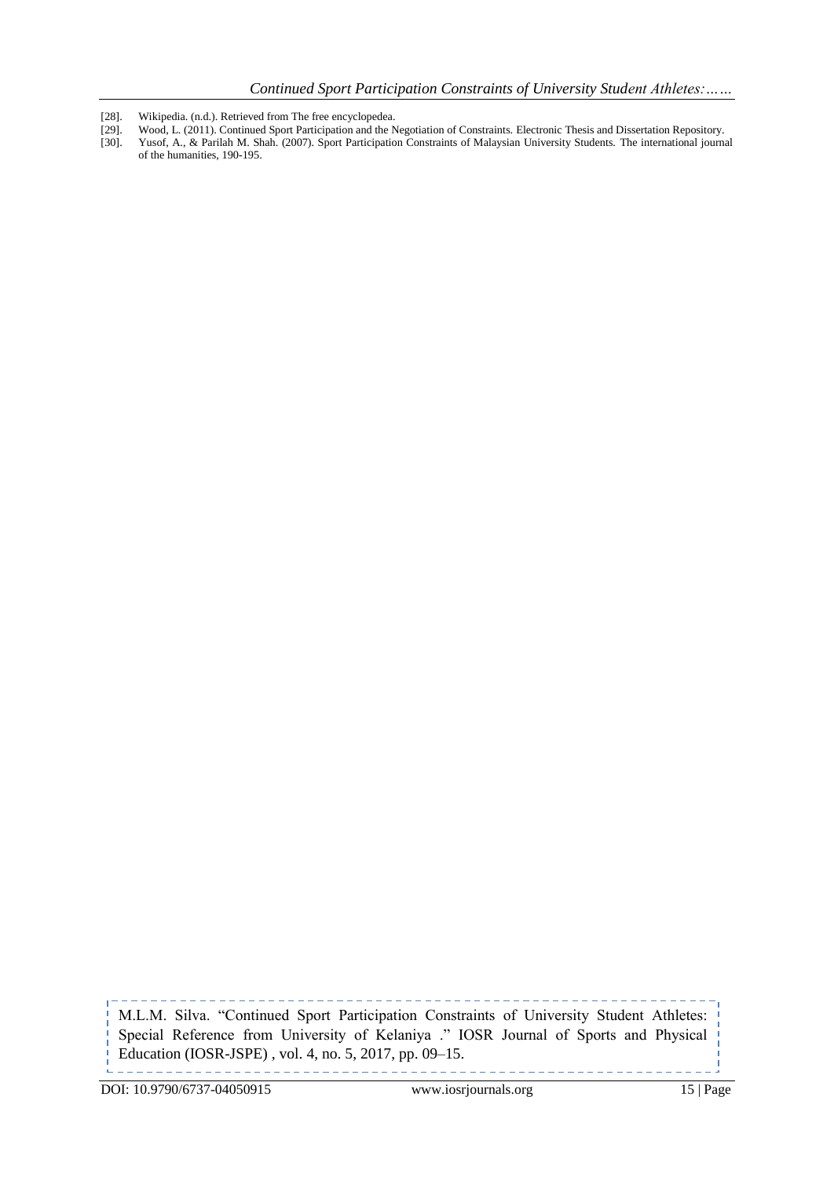[28]. Wikipedia. (n.d.). Retrieved from The free encyclopedea.

[29]. Wood, L. (2011). Continued Sport Participation and the Negotiation of Constraints. Electronic Thesis and Dissertation Repository.

[30]. Yusof, A., & Parilah M. Shah. (2007). Sport Participation Constraints of Malaysian University Students. The international journal of the humanities, 190-195.

M.L.M. Silva. "Continued Sport Participation Constraints of University Student Athletes: Special Reference from University of Kelaniya ." IOSR Journal of Sports and Physical Education (IOSR-JSPE) , vol. 4, no. 5, 2017, pp. 09–15.